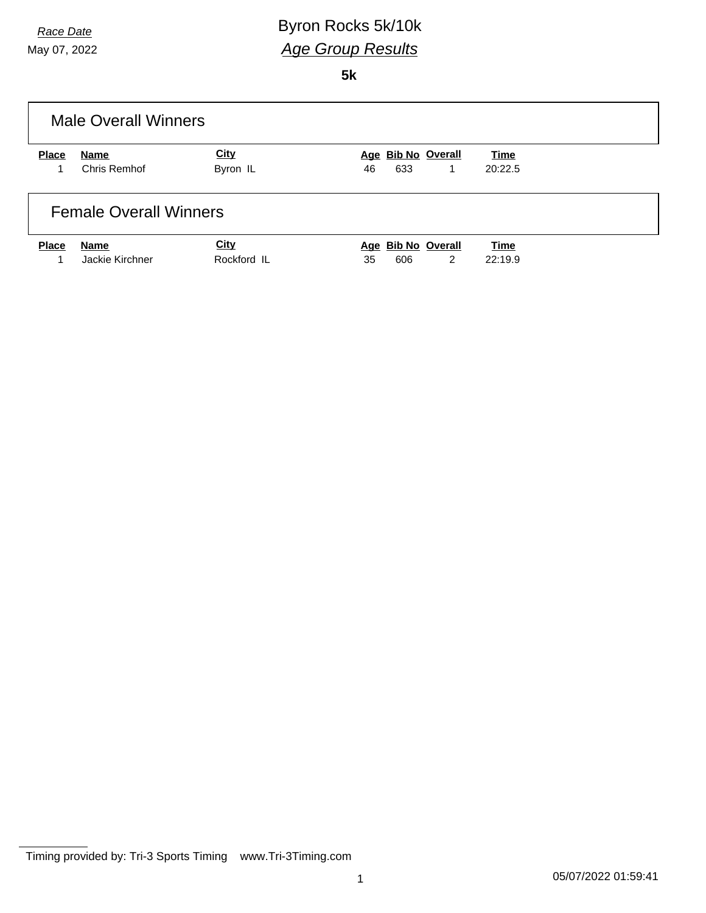*Race Date*

May 07, 2022

# Byron Rocks 5k/10k

## *Age Group Results*

**5k**

### Male Overall Winners

| Place | Name | City | Age | Bib No | Overall | Time |
|---|---|---|---|---|---|---|
| 1 | Chris Remhof | Byron IL | 46 | 633 | 1 | 20:22.5 |

### Female Overall Winners

| Place | Name | City | Age | Bib No | Overall | Time |
|---|---|---|---|---|---|---|
| 1 | Jackie Kirchner | Rockford IL | 35 | 606 | 2 | 22:19.9 |

Timing provided by: Tri-3 Sports Timing www.Tri-3Timing.com

05/07/2022 01:59:41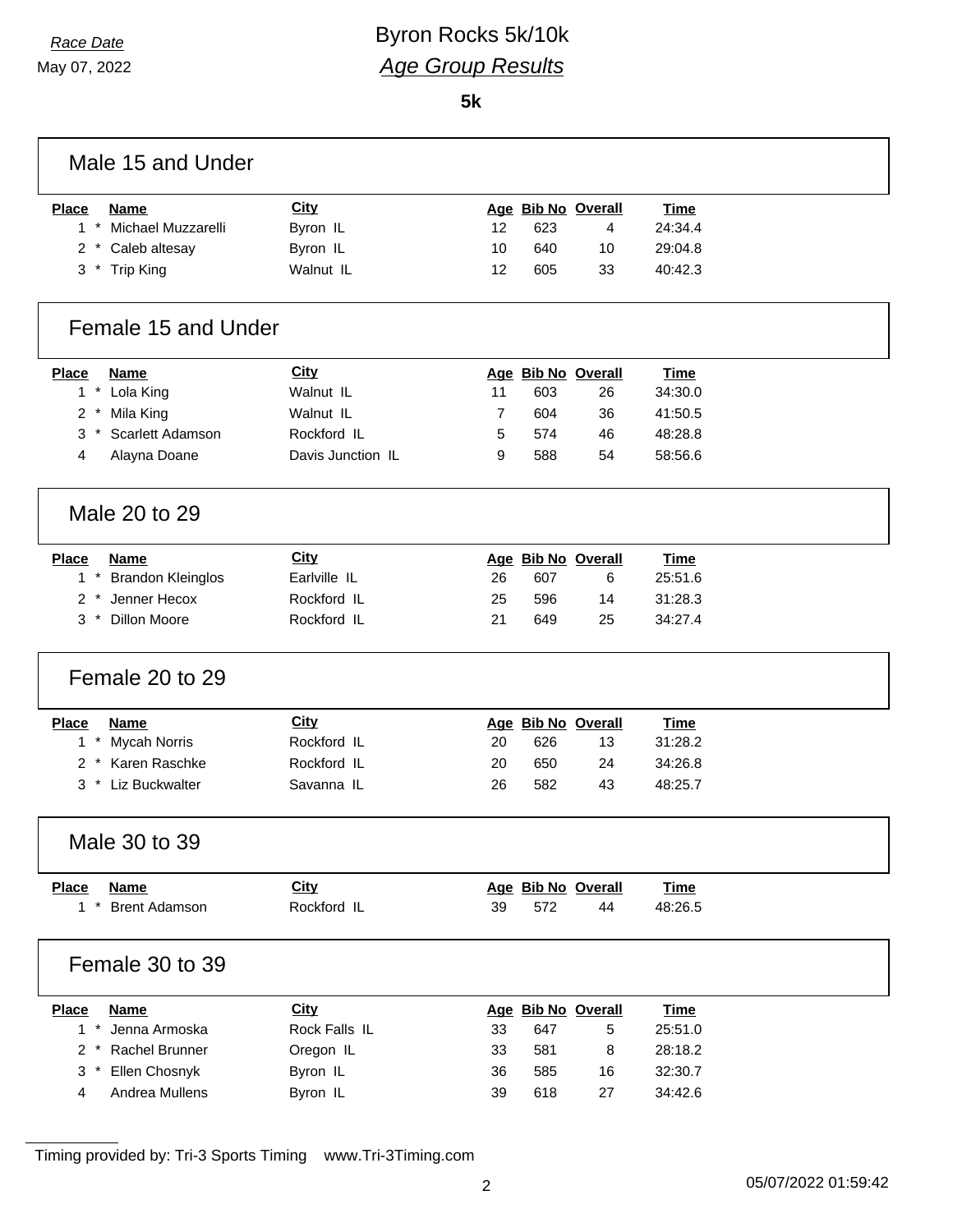Race Date

May 07, 2022

# Byron Rocks 5k/10k

## *Age Group Results*

**5k**

### Male 15 and Under

| Place | Name | City | Age | Bib No | Overall | Time |
|---|---|---|---|---|---|---|
| 1 * | Michael Muzzarelli | Byron IL | 12 | 623 | 4 | 24:34.4 |
| 2 * | Caleb altesay | Byron IL | 10 | 640 | 10 | 29:04.8 |
| 3 * | Trip King | Walnut IL | 12 | 605 | 33 | 40:42.3 |

### Female 15 and Under

| Place | Name | City | Age | Bib No | Overall | Time |
|---|---|---|---|---|---|---|
| 1 * | Lola King | Walnut IL | 11 | 603 | 26 | 34:30.0 |
| 2 * | Mila King | Walnut IL | 7 | 604 | 36 | 41:50.5 |
| 3 * | Scarlett Adamson | Rockford IL | 5 | 574 | 46 | 48:28.8 |
| 4 | Alayna Doane | Davis Junction IL | 9 | 588 | 54 | 58:56.6 |

### Male 20 to 29

| Place | Name | City | Age | Bib No | Overall | Time |
|---|---|---|---|---|---|---|
| 1 * | Brandon Kleinglos | Earlville IL | 26 | 607 | 6 | 25:51.6 |
| 2 * | Jenner Hecox | Rockford IL | 25 | 596 | 14 | 31:28.3 |
| 3 * | Dillon Moore | Rockford IL | 21 | 649 | 25 | 34:27.4 |

### Female 20 to 29

| Place | Name | City | Age | Bib No | Overall | Time |
|---|---|---|---|---|---|---|
| 1 * | Mycah Norris | Rockford IL | 20 | 626 | 13 | 31:28.2 |
| 2 * | Karen Raschke | Rockford IL | 20 | 650 | 24 | 34:26.8 |
| 3 * | Liz Buckwalter | Savanna IL | 26 | 582 | 43 | 48:25.7 |

### Male 30 to 39

| Place | Name | City | Age | Bib No | Overall | Time |
|---|---|---|---|---|---|---|
| 1 * | Brent Adamson | Rockford IL | 39 | 572 | 44 | 48:26.5 |

### Female 30 to 39

| Place | Name | City | Age | Bib No | Overall | Time |
|---|---|---|---|---|---|---|
| 1 * | Jenna Armoska | Rock Falls IL | 33 | 647 | 5 | 25:51.0 |
| 2 * | Rachel Brunner | Oregon IL | 33 | 581 | 8 | 28:18.2 |
| 3 * | Ellen Chosnyk | Byron IL | 36 | 585 | 16 | 32:30.7 |
| 4 | Andrea Mullens | Byron IL | 39 | 618 | 27 | 34:42.6 |

Timing provided by: Tri-3 Sports Timing www.Tri-3Timing.com

05/07/2022 01:59:42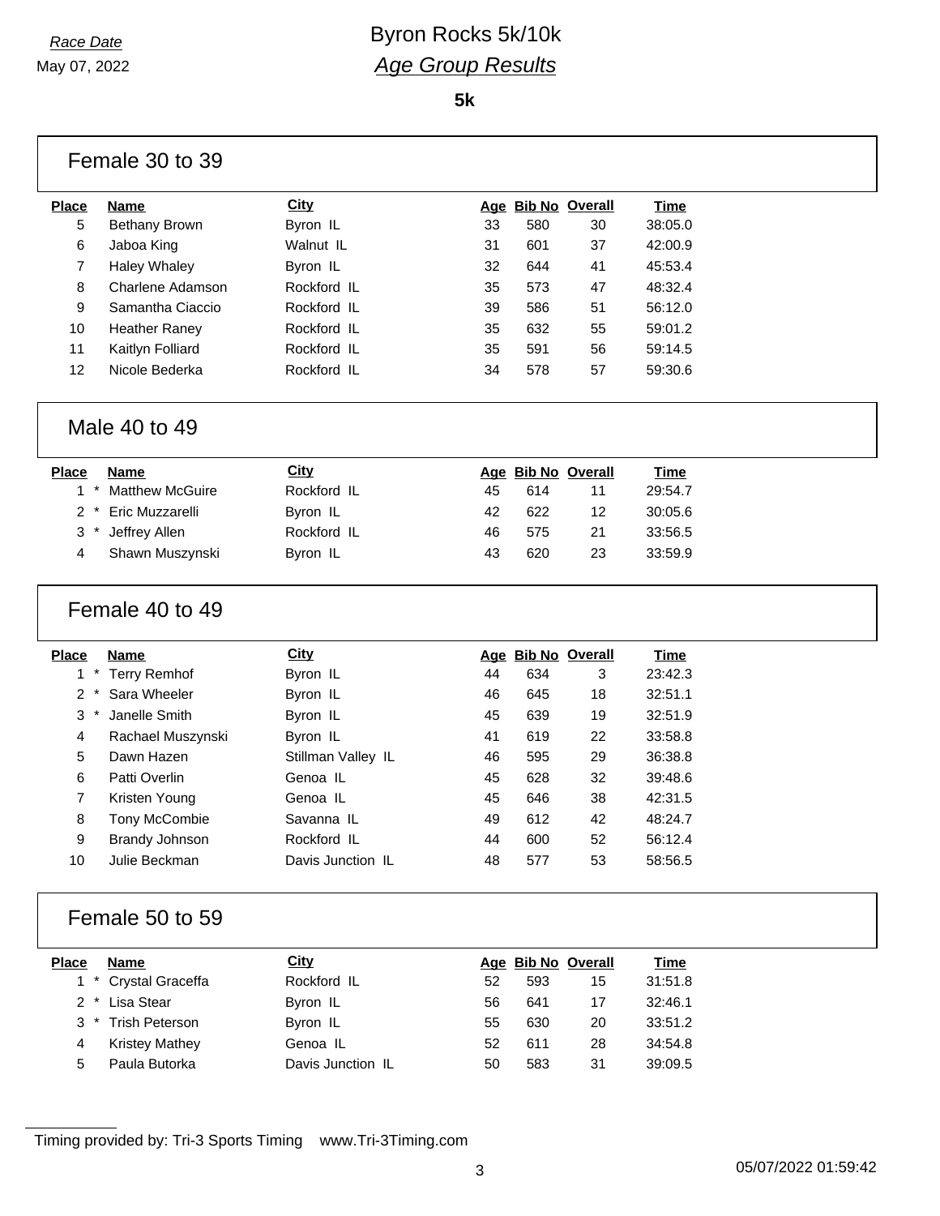*Race Date*
May 07, 2022

# Byron Rocks 5k/10k
## *Age Group Results*

**5k**

### Female 30 to 39

| Place | Name | City | Age | Bib No | Overall | Time |
|---|---|---|---|---|---|---|
| 5 | Bethany Brown | Byron IL | 33 | 580 | 30 | 38:05.0 |
| 6 | Jaboa King | Walnut IL | 31 | 601 | 37 | 42:00.9 |
| 7 | Haley Whaley | Byron IL | 32 | 644 | 41 | 45:53.4 |
| 8 | Charlene Adamson | Rockford IL | 35 | 573 | 47 | 48:32.4 |
| 9 | Samantha Ciaccio | Rockford IL | 39 | 586 | 51 | 56:12.0 |
| 10 | Heather Raney | Rockford IL | 35 | 632 | 55 | 59:01.2 |
| 11 | Kaitlyn Folliard | Rockford IL | 35 | 591 | 56 | 59:14.5 |
| 12 | Nicole Bederka | Rockford IL | 34 | 578 | 57 | 59:30.6 |

### Male 40 to 49

| Place | Name | City | Age | Bib No | Overall | Time |
|---|---|---|---|---|---|---|
| 1 * | Matthew McGuire | Rockford IL | 45 | 614 | 11 | 29:54.7 |
| 2 * | Eric Muzzarelli | Byron IL | 42 | 622 | 12 | 30:05.6 |
| 3 * | Jeffrey Allen | Rockford IL | 46 | 575 | 21 | 33:56.5 |
| 4 | Shawn Muszynski | Byron IL | 43 | 620 | 23 | 33:59.9 |

### Female 40 to 49

| Place | Name | City | Age | Bib No | Overall | Time |
|---|---|---|---|---|---|---|
| 1 * | Terry Remhof | Byron IL | 44 | 634 | 3 | 23:42.3 |
| 2 * | Sara Wheeler | Byron IL | 46 | 645 | 18 | 32:51.1 |
| 3 * | Janelle Smith | Byron IL | 45 | 639 | 19 | 32:51.9 |
| 4 | Rachael Muszynski | Byron IL | 41 | 619 | 22 | 33:58.8 |
| 5 | Dawn Hazen | Stillman Valley IL | 46 | 595 | 29 | 36:38.8 |
| 6 | Patti Overlin | Genoa IL | 45 | 628 | 32 | 39:48.6 |
| 7 | Kristen Young | Genoa IL | 45 | 646 | 38 | 42:31.5 |
| 8 | Tony McCombie | Savanna IL | 49 | 612 | 42 | 48:24.7 |
| 9 | Brandy Johnson | Rockford IL | 44 | 600 | 52 | 56:12.4 |
| 10 | Julie Beckman | Davis Junction IL | 48 | 577 | 53 | 58:56.5 |

### Female 50 to 59

| Place | Name | City | Age | Bib No | Overall | Time |
|---|---|---|---|---|---|---|
| 1 * | Crystal Graceffa | Rockford IL | 52 | 593 | 15 | 31:51.8 |
| 2 * | Lisa Stear | Byron IL | 56 | 641 | 17 | 32:46.1 |
| 3 * | Trish Peterson | Byron IL | 55 | 630 | 20 | 33:51.2 |
| 4 | Kristey Mathey | Genoa IL | 52 | 611 | 28 | 34:54.8 |
| 5 | Paula Butorka | Davis Junction IL | 50 | 583 | 31 | 39:09.5 |

Timing provided by: Tri-3 Sports Timing www.Tri-3Timing.com

05/07/2022 01:59:42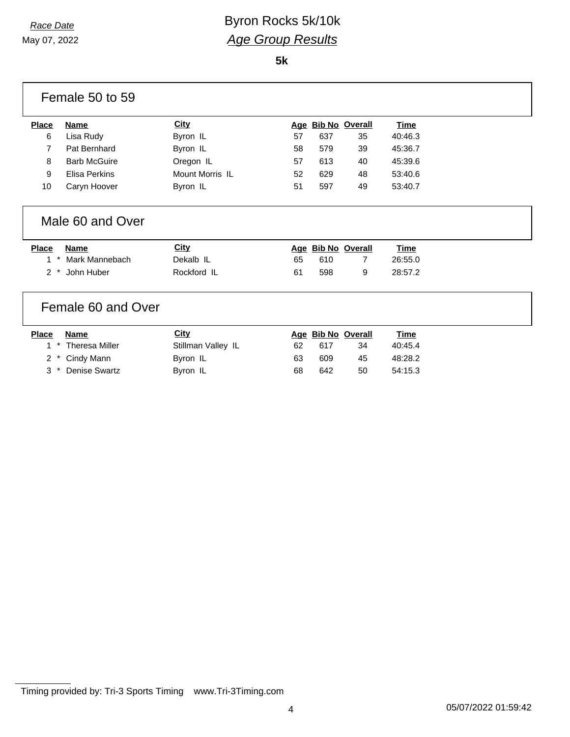*Race Date*
May 07, 2022

# Byron Rocks 5k/10k

## *Age Group Results*

**5k**

### Female 50 to 59

| Place | Name | City | Age | Bib No | Overall | Time |
|---|---|---|---|---|---|---|
| 6 | Lisa Rudy | Byron IL | 57 | 637 | 35 | 40:46.3 |
| 7 | Pat Bernhard | Byron IL | 58 | 579 | 39 | 45:36.7 |
| 8 | Barb McGuire | Oregon IL | 57 | 613 | 40 | 45:39.6 |
| 9 | Elisa Perkins | Mount Morris IL | 52 | 629 | 48 | 53:40.6 |
| 10 | Caryn Hoover | Byron IL | 51 | 597 | 49 | 53:40.7 |

### Male 60 and Over

| Place | Name | City | Age | Bib No | Overall | Time |
|---|---|---|---|---|---|---|
| 1 * | Mark Mannebach | Dekalb IL | 65 | 610 | 7 | 26:55.0 |
| 2 * | John Huber | Rockford IL | 61 | 598 | 9 | 28:57.2 |

### Female 60 and Over

| Place | Name | City | Age | Bib No | Overall | Time |
|---|---|---|---|---|---|---|
| 1 * | Theresa Miller | Stillman Valley IL | 62 | 617 | 34 | 40:45.4 |
| 2 * | Cindy Mann | Byron IL | 63 | 609 | 45 | 48:28.2 |
| 3 * | Denise Swartz | Byron IL | 68 | 642 | 50 | 54:15.3 |

Timing provided by: Tri-3 Sports Timing www.Tri-3Timing.com

05/07/2022 01:59:42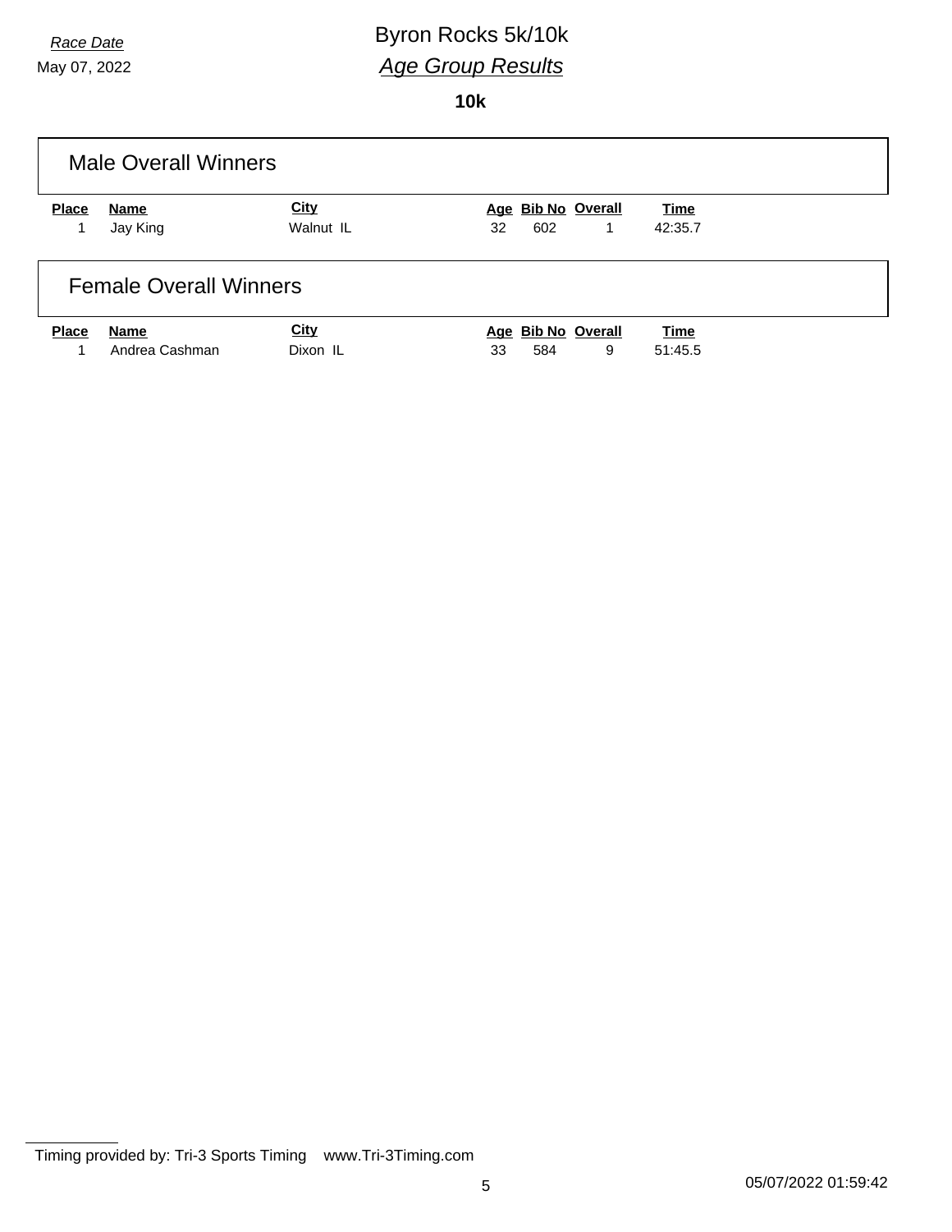*Race Date*
May 07, 2022

# Byron Rocks 5k/10k

## *Age Group Results*

**10k**

### Male Overall Winners

| Place | Name | City | Age | Bib No | Overall | Time |
|---|---|---|---|---|---|---|
| 1 | Jay King | Walnut IL | 32 | 602 | 1 | 42:35.7 |

### Female Overall Winners

| Place | Name | City | Age | Bib No | Overall | Time |
|---|---|---|---|---|---|---|
| 1 | Andrea Cashman | Dixon IL | 33 | 584 | 9 | 51:45.5 |

Timing provided by: Tri-3 Sports Timing    www.Tri-3Timing.com

05/07/2022 01:59:42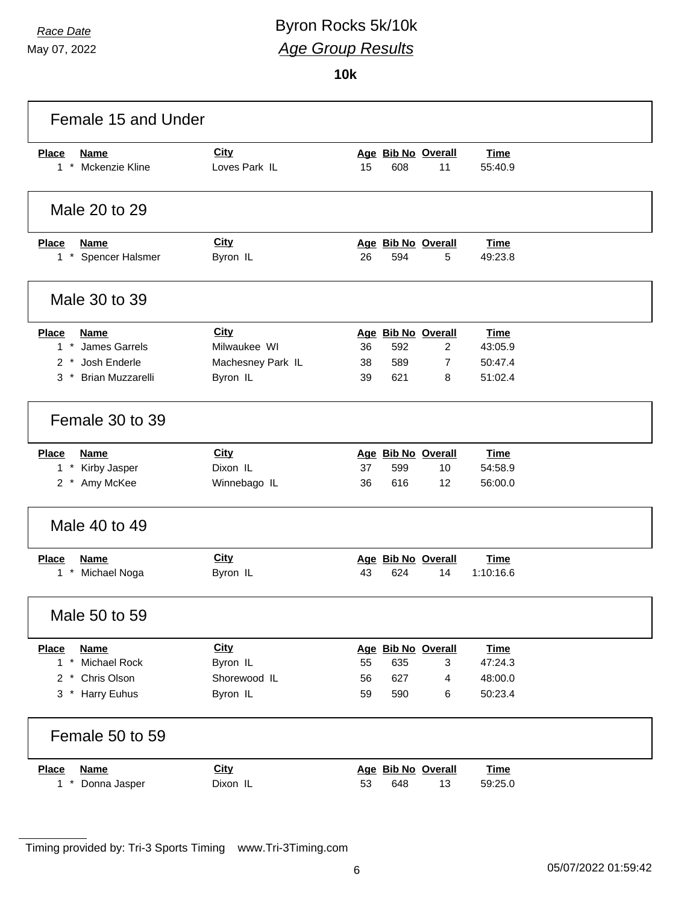*Race Date*
May 07, 2022

# Byron Rocks 5k/10k

## *Age Group Results*

### 10k

#### Female 15 and Under

| Place | Name | City | Age | Bib No | Overall | Time |
|---|---|---|---|---|---|---|
| 1 * | Mckenzie Kline | Loves Park IL | 15 | 608 | 11 | 55:40.9 |

#### Male 20 to 29

| Place | Name | City | Age | Bib No | Overall | Time |
|---|---|---|---|---|---|---|
| 1 * | Spencer Halsmer | Byron IL | 26 | 594 | 5 | 49:23.8 |

#### Male 30 to 39

| Place | Name | City | Age | Bib No | Overall | Time |
|---|---|---|---|---|---|---|
| 1 * | James Garrels | Milwaukee WI | 36 | 592 | 2 | 43:05.9 |
| 2 * | Josh Enderle | Machesney Park IL | 38 | 589 | 7 | 50:47.4 |
| 3 * | Brian Muzzarelli | Byron IL | 39 | 621 | 8 | 51:02.4 |

#### Female 30 to 39

| Place | Name | City | Age | Bib No | Overall | Time |
|---|---|---|---|---|---|---|
| 1 * | Kirby Jasper | Dixon IL | 37 | 599 | 10 | 54:58.9 |
| 2 * | Amy McKee | Winnebago IL | 36 | 616 | 12 | 56:00.0 |

#### Male 40 to 49

| Place | Name | City | Age | Bib No | Overall | Time |
|---|---|---|---|---|---|---|
| 1 * | Michael Noga | Byron IL | 43 | 624 | 14 | 1:10:16.6 |

#### Male 50 to 59

| Place | Name | City | Age | Bib No | Overall | Time |
|---|---|---|---|---|---|---|
| 1 * | Michael Rock | Byron IL | 55 | 635 | 3 | 47:24.3 |
| 2 * | Chris Olson | Shorewood IL | 56 | 627 | 4 | 48:00.0 |
| 3 * | Harry Euhus | Byron IL | 59 | 590 | 6 | 50:23.4 |

#### Female 50 to 59

| Place | Name | City | Age | Bib No | Overall | Time |
|---|---|---|---|---|---|---|
| 1 * | Donna Jasper | Dixon IL | 53 | 648 | 13 | 59:25.0 |

Timing provided by: Tri-3 Sports Timing www.Tri-3Timing.com

05/07/2022 01:59:42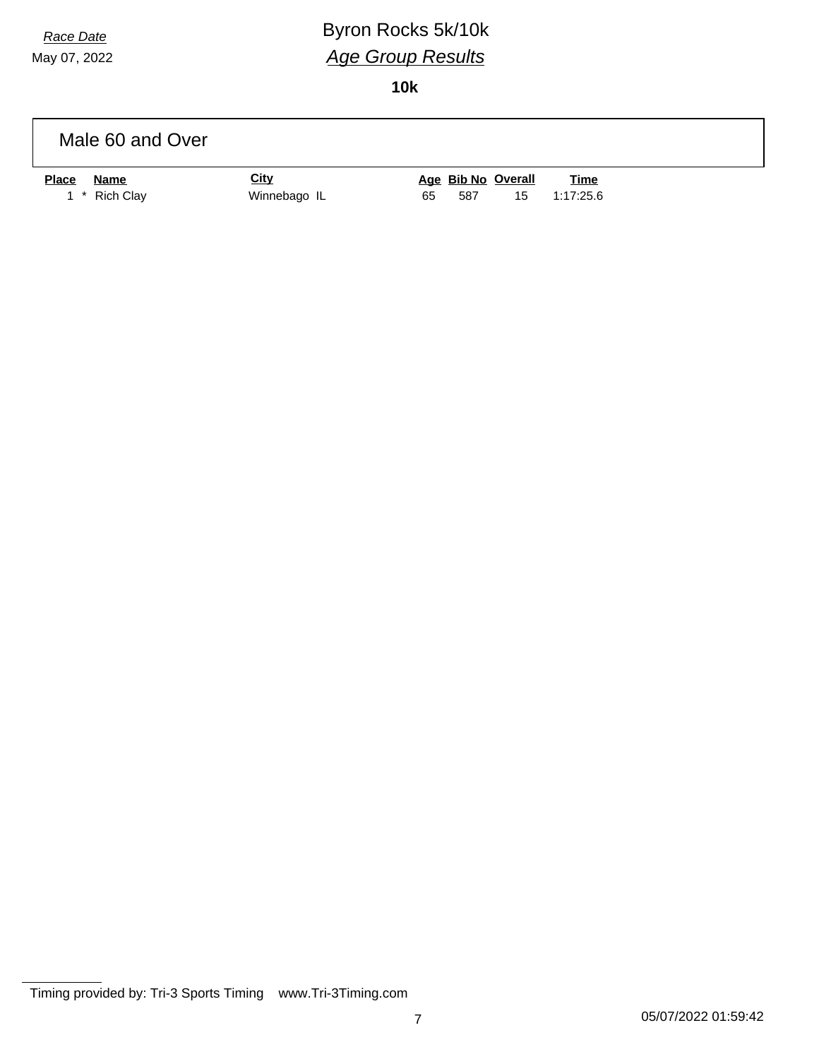Race Date

May 07, 2022

# Byron Rocks 5k/10k

## *Age Group Results*

**10k**

### Male 60 and Over

| Place | | Name | City | Age | Bib No | Overall | Time |
|---|---|---|---|---|---|---|---|
| 1 | * | Rich Clay | Winnebago IL | 65 | 587 | 15 | 1:17:25.6 |

Timing provided by: Tri-3 Sports Timing www.Tri-3Timing.com

05/07/2022 01:59:42